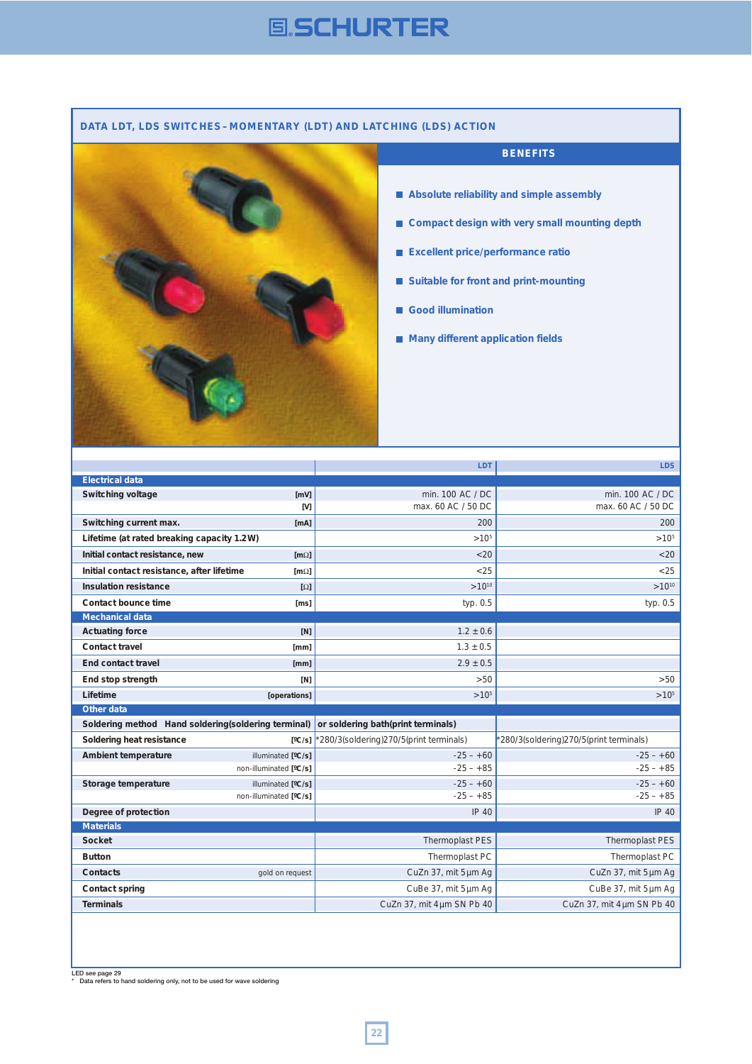## DATA LDT, LDS SWITCHES – MOMENTARY (LDT) AND LATCHING (LDS) ACTION

### BENEFITS

- Absolute reliability and simple assembly
- Compact design with very small mounting depth
- Excellent price/performance ratio
- Suitable for front and print-mounting
- Good illumination
- Many different application fields

| | | LDT | LDS |
|---|---|---|---|
| **Electrical data** | | | |
| Switching voltage | [mV] | min. 100 AC / DC | min. 100 AC / DC |
| | [V] | max. 60 AC / 50 DC | max. 60 AC / 50 DC |
| Switching current max. | [mA] | 200 | 200 |
| Lifetime (at rated breaking capacity 1.2 W) | | $>10^5$ | $>10^5$ |
| Initial contact resistance, new | [mΩ] | <20 | <20 |
| Initial contact resistance, after lifetime | [mΩ] | <25 | <25 |
| Insulation resistance | [Ω] | $>10^{10}$ | $>10^{10}$ |
| Contact bounce time | [ms] | typ. 0.5 | typ. 0.5 |
| **Mechanical data** | | | |
| Actuating force | [N] | 1.2 ± 0.6 | |
| Contact travel | [mm] | 1.3 ± 0.5 | |
| End contact travel | [mm] | 2.9 ± 0.5 | |
| End stop strength | [N] | >50 | >50 |
| Lifetime | [operations] | $>10^5$ | $>10^5$ |
| **Other data** | | | |
| Soldering method | Hand soldering(soldering terminal) | or soldering bath(print terminals) | |
| Soldering heat resistance | [ºC/s] | *280/3(soldering)270/5(print terminals) | *280/3(soldering)270/5(print terminals) |
| Ambient temperature | illuminated [ºC/s] | -25 - +60 | -25 - +60 |
| | non-illuminated [ºC/s] | -25 - +85 | -25 - +85 |
| Storage temperature | illuminated [ºC/s] | -25 - +60 | -25 - +60 |
| | non-illuminated [ºC/s] | -25 - +85 | -25 - +85 |
| Degree of protection | | IP 40 | IP 40 |
| **Materials** | | | |
| Socket | | Thermoplast PES | Thermoplast PES |
| Button | | Thermoplast PC | Thermoplast PC |
| Contacts | gold on request | CuZn 37, mit 5 µm Ag | CuZn 37, mit 5 µm Ag |
| Contact spring | | CuBe 37, mit 5 µm Ag | CuBe 37, mit 5 µm Ag |
| Terminals | | CuZn 37, mit 4 µm SN Pb 40 | CuZn 37, mit 4 µm SN Pb 40 |

LED see page 29
\* Data refers to hand soldering only, not to be used for wave soldering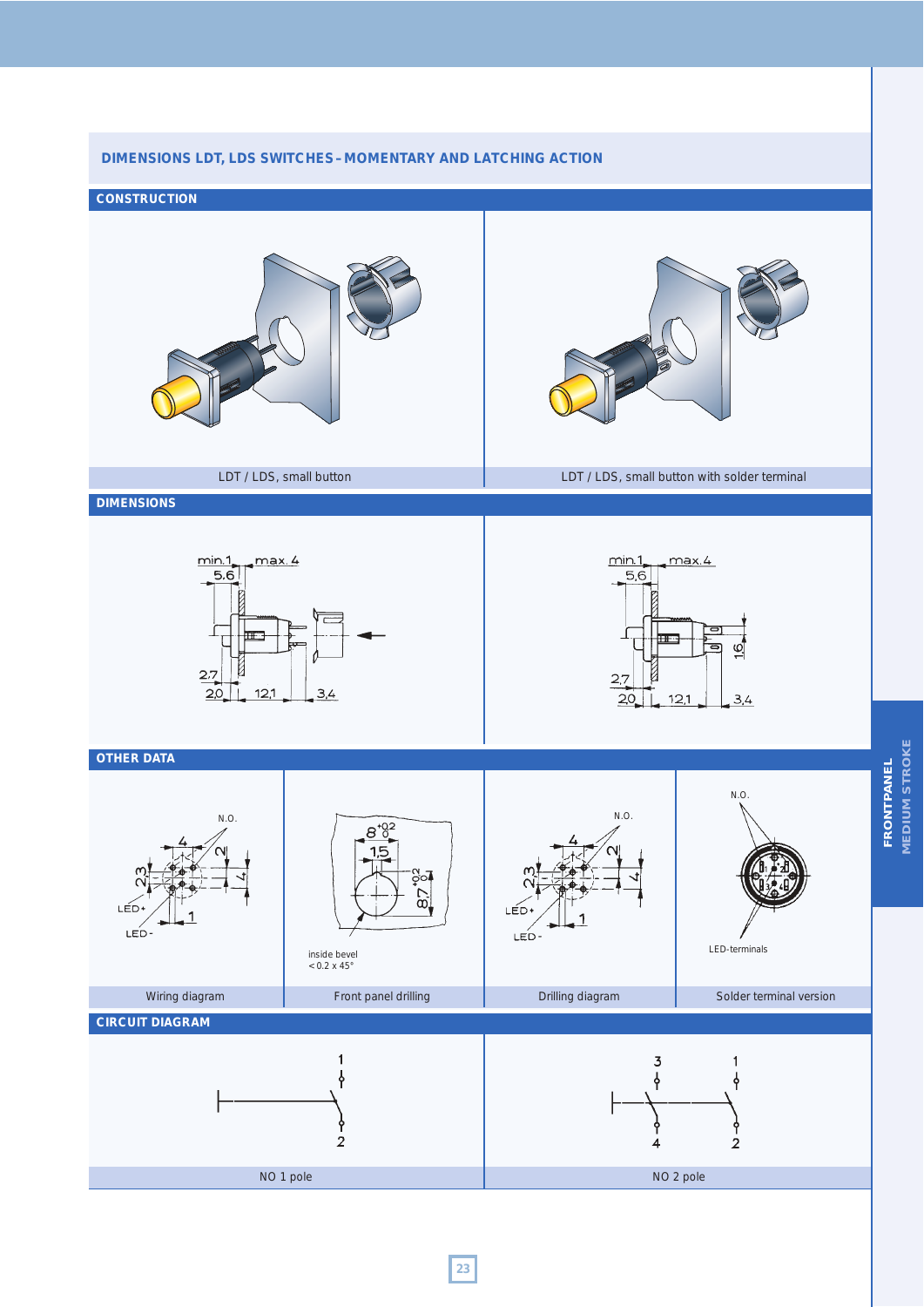## DIMENSIONS LDT, LDS SWITCHES – MOMENTARY AND LATCHING ACTION

### CONSTRUCTION

LDT / LDS, small button

LDT / LDS, small button with solder terminal

### DIMENSIONS

min.1 max. 4 5,6 2,7 2,0 12,1 3,4

min.1 max. 4 5,6 1,6 2,7 2,0 12,1 3,4

### OTHER DATA

N.O. 4 2 2,3 4 LED+ LED- 1

Wiring diagram

8 +0,2/0 1,5 8,7 +0,2/0

inside bevel < 0.2 x 45°

Front panel drilling

N.O. 4 2 2,3 4 LED+ LED- 1

Drilling diagram

N.O.

LED-terminals

Solder terminal version

FRONTPANEL MEDIUM STROKE

### CIRCUIT DIAGRAM

1 2

NO 1 pole

3 1 4 2

NO 2 pole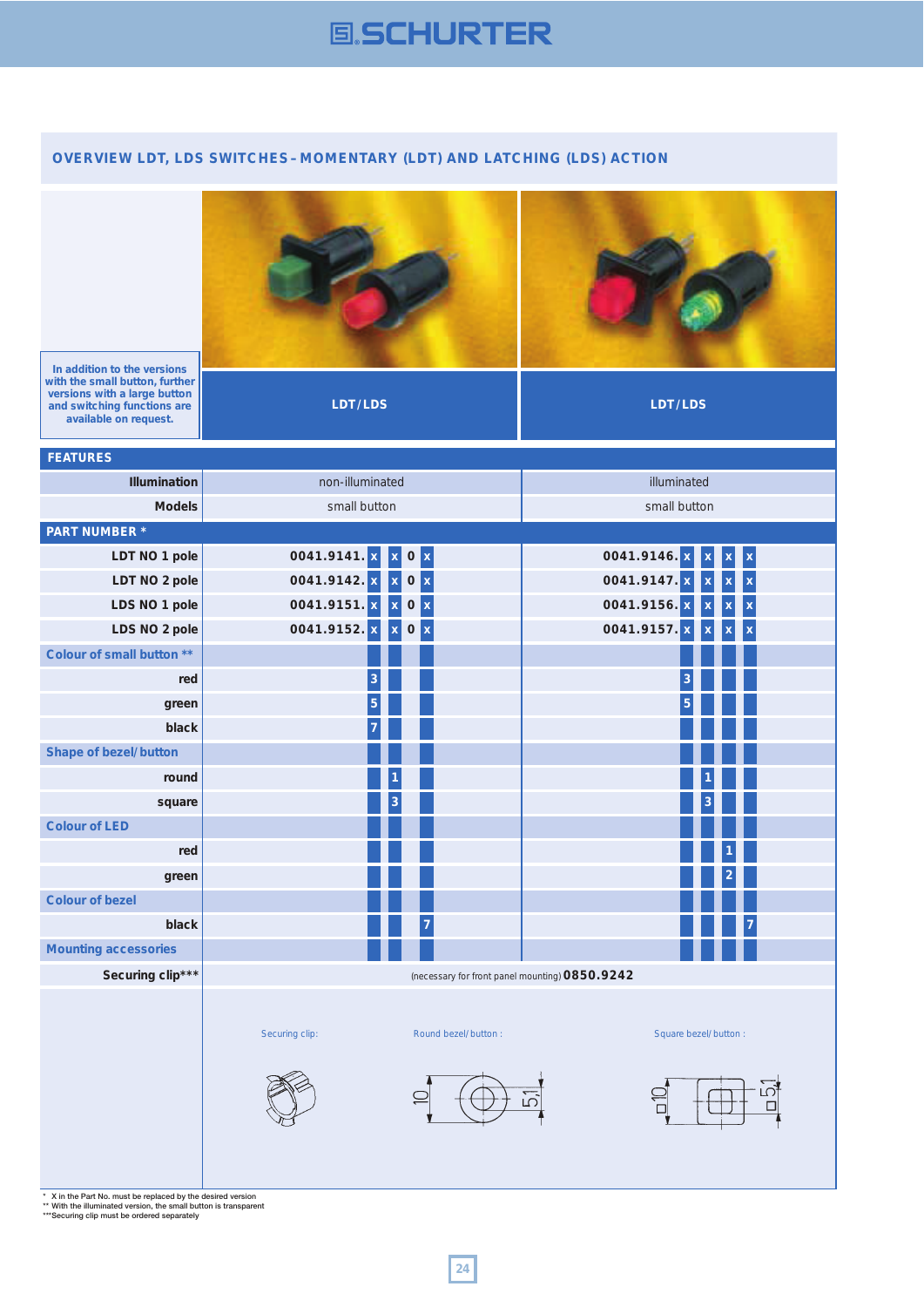## OVERVIEW LDT, LDS SWITCHES – MOMENTARY (LDT) AND LATCHING (LDS) ACTION

In addition to the versions with the small button, further versions with a large button and switching functions are available on request.

| | LDT/LDS | LDT/LDS |
|---|---|---|
| **FEATURES** | | |
| **Illumination** | non-illuminated | illuminated |
| **Models** | small button | small button |
| **PART NUMBER *** | | |
| **LDT NO 1 pole** | 0041.9141. x x 0 x | 0041.9146. x x x x |
| **LDT NO 2 pole** | 0041.9142. x x 0 x | 0041.9147. x x x x |
| **LDS NO 1 pole** | 0041.9151. x x 0 x | 0041.9156. x x x x |
| **LDS NO 2 pole** | 0041.9152. x x 0 x | 0041.9157. x x x x |
| **Colour of small button ** ** | | |
| red | 3 | 3 |
| green | 5 | 5 |
| black | 7 | |
| **Shape of bezel/ button** | | |
| round | 1 | 1 |
| square | 3 | 3 |
| **Colour of LED** | | |
| red | | 1 |
| green | | 2 |
| **Colour of bezel** | | |
| black | 7 | 7 |
| **Mounting accessories** | | |
| **Securing clip***** | (necessary for front panel mounting) **0850.9242** | |

Securing clip: | Round bezel/ button : ⌀10, 5.1 | Square bezel/ button : □10, □5.1

\* X in the Part No. must be replaced by the desired version
** With the illuminated version, the small button is transparent
***Securing clip must be ordered separately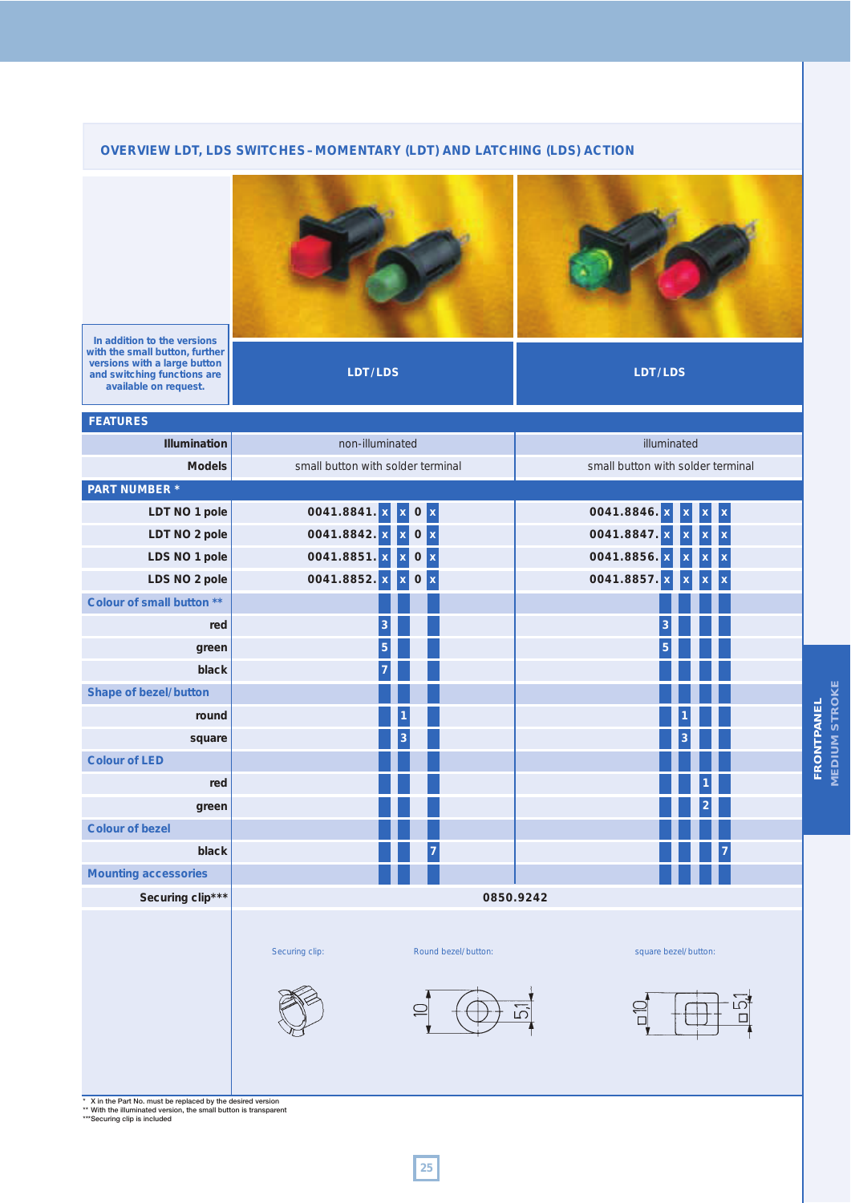## OVERVIEW LDT, LDS SWITCHES – MOMENTARY (LDT) AND LATCHING (LDS) ACTION

**In addition to the versions with the small button, further versions with a large button and switching functions are available on request.**

| | LDT/LDS | LDT/LDS |
|---|---|---|
| **FEATURES** | | |
| **Illumination** | non-illuminated | illuminated |
| **Models** | small button with solder terminal | small button with solder terminal |
| **PART NUMBER *** | | |
| **LDT NO 1 pole** | 0041.8841. x x 0 x | 0041.8846. x x x x |
| **LDT NO 2 pole** | 0041.8842. x x 0 x | 0041.8847. x x x x |
| **LDS NO 1 pole** | 0041.8851. x x 0 x | 0041.8856. x x x x |
| **LDS NO 2 pole** | 0041.8852. x x 0 x | 0041.8857. x x x x |
| **Colour of small button ** ** | | |
| red | 3 | 3 |
| green | 5 | 5 |
| black | 7 | |
| **Shape of bezel/button** | | |
| round | 1 | 1 |
| square | 3 | 3 |
| **Colour of LED** | | |
| red | | 1 |
| green | | 2 |
| **Colour of bezel** | | |
| black | 7 | 7 |
| **Mounting accessories** | | |
| **Securing clip***** | 0850.9242 | |

Securing clip:

Round bezel/button: 10, 5,1

square bezel/button: □10, □5,1

\* X in the Part No. must be replaced by the desired version
** With the illuminated version, the small button is transparent
***Securing clip is included

FRONTPANEL MEDIUM STROKE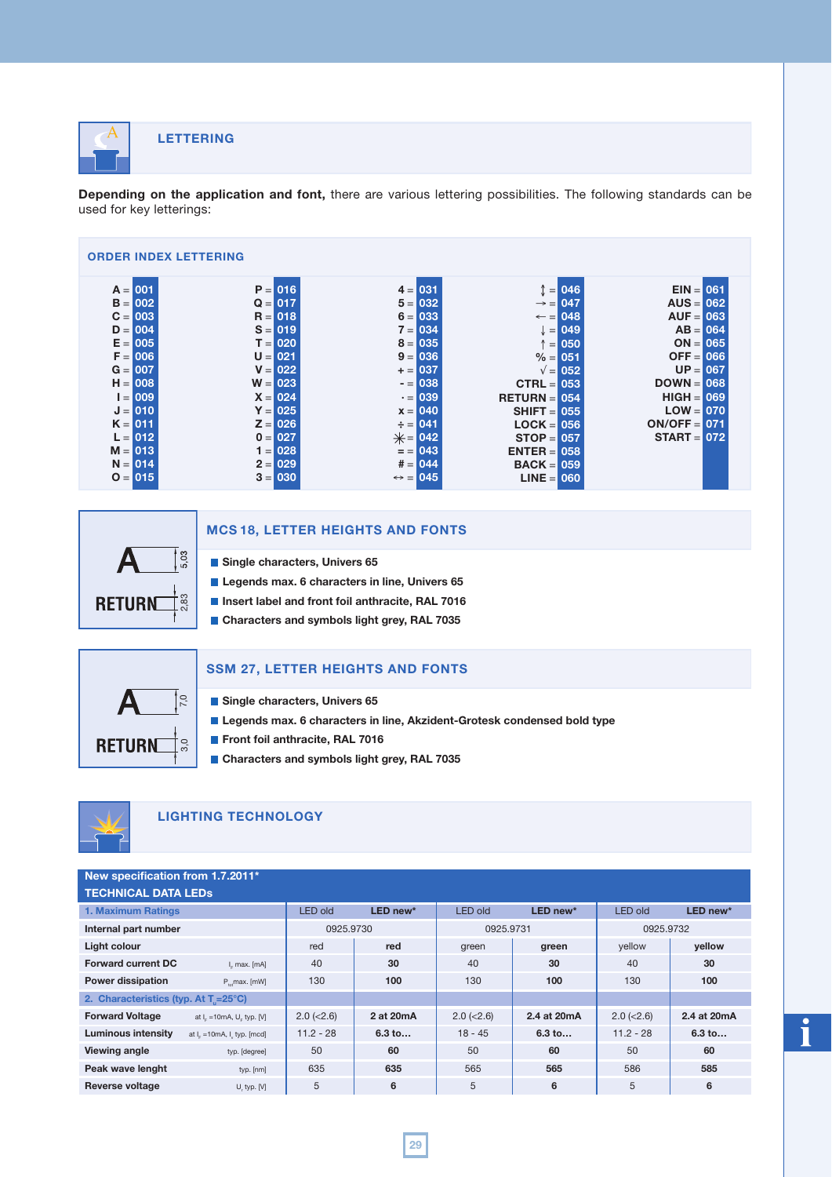## LETTERING

**Depending on the application and font,** there are various lettering possibilities. The following standards can be used for key letterings:

### ORDER INDEX LETTERING

| | | | | | | | | | |
|---|---|---|---|---|---|---|---|---|---|
| A = | 001 | P = | 016 | 4 = | 031 | ↕ = | 046 | EIN = | 061 |
| B = | 002 | Q = | 017 | 5 = | 032 | → = | 047 | AUS = | 062 |
| C = | 003 | R = | 018 | 6 = | 033 | ← = | 048 | AUF = | 063 |
| D = | 004 | S = | 019 | 7 = | 034 | ↓ = | 049 | AB = | 064 |
| E = | 005 | T = | 020 | 8 = | 035 | ↑ = | 050 | ON = | 065 |
| F = | 006 | U = | 021 | 9 = | 036 | % = | 051 | OFF = | 066 |
| G = | 007 | V = | 022 | + = | 037 | √ = | 052 | UP = | 067 |
| H = | 008 | W = | 023 | - = | 038 | CTRL = | 053 | DOWN = | 068 |
| I = | 009 | X = | 024 | · = | 039 | RETURN = | 054 | HIGH = | 069 |
| J = | 010 | Y = | 025 | x = | 040 | SHIFT = | 055 | LOW = | 070 |
| K = | 011 | Z = | 026 | ÷ = | 041 | LOCK = | 056 | ON/OFF = | 071 |
| L = | 012 | 0 = | 027 | ✳ = | 042 | STOP = | 057 | START = | 072 |
| M = | 013 | 1 = | 028 | = = | 043 | ENTER = | 058 | | |
| N = | 014 | 2 = | 029 | # = | 044 | BACK = | 059 | | |
| O = | 015 | 3 = | 030 | ↔ = | 045 | LINE = | 060 | | |

### MCS 18, LETTER HEIGHTS AND FONTS

A 5,03

RETURN 2,83

- **Single characters, Univers 65**
- **Legends max. 6 characters in line, Univers 65**
- **Insert label and front foil anthracite, RAL 7016**
- **Characters and symbols light grey, RAL 7035**

### SSM 27, LETTER HEIGHTS AND FONTS

A 7,0

RETURN 3,0

- **Single characters, Univers 65**
- **Legends max. 6 characters in line, Akzident-Grotesk condensed bold type**
- **Front foil anthracite, RAL 7016**
- **Characters and symbols light grey, RAL 7035**

## LIGHTING TECHNOLOGY

**New specification from 1.7.2011***
**TECHNICAL DATA LEDs**

| 1. Maximum Ratings | | LED old | LED new* | LED old | LED new* | LED old | LED new* |
|---|---|---|---|---|---|---|---|
| **Internal part number** | | 0925.9730 | | 0925.9731 | | 0925.9732 | |
| **Light colour** | | red | **red** | green | **green** | yellow | **yellow** |
| **Forward current DC** | $I_F$ max. [mA] | 40 | **30** | 40 | **30** | 40 | **30** |
| **Power dissipation** | $P_{tot}$max. [mW] | 130 | **100** | 130 | **100** | 130 | **100** |
| **2. Characteristics (typ. At $T_u$=25°C)** | | | | | | | |
| **Forward Voltage** | at $I_F$ =10mA, $U_F$ typ. [V] | 2.0 (<2.6) | **2 at 20mA** | 2.0 (<2.6) | **2.4 at 20mA** | 2.0 (<2.6) | **2.4 at 20mA** |
| **Luminous intensity** | at $I_F$ =10mA, $I_v$ typ. [mcd] | 11.2 - 28 | **6.3 to…** | 18 - 45 | **6.3 to…** | 11.2 - 28 | **6.3 to…** |
| **Viewing angle** | typ. [degree] | 50 | **60** | 50 | **60** | 50 | **60** |
| **Peak wave lenght** | typ. [nm] | 635 | **635** | 565 | **565** | 586 | **585** |
| **Reverse voltage** | $U_r$ typ. [V] | 5 | **6** | 5 | **6** | 5 | **6** |